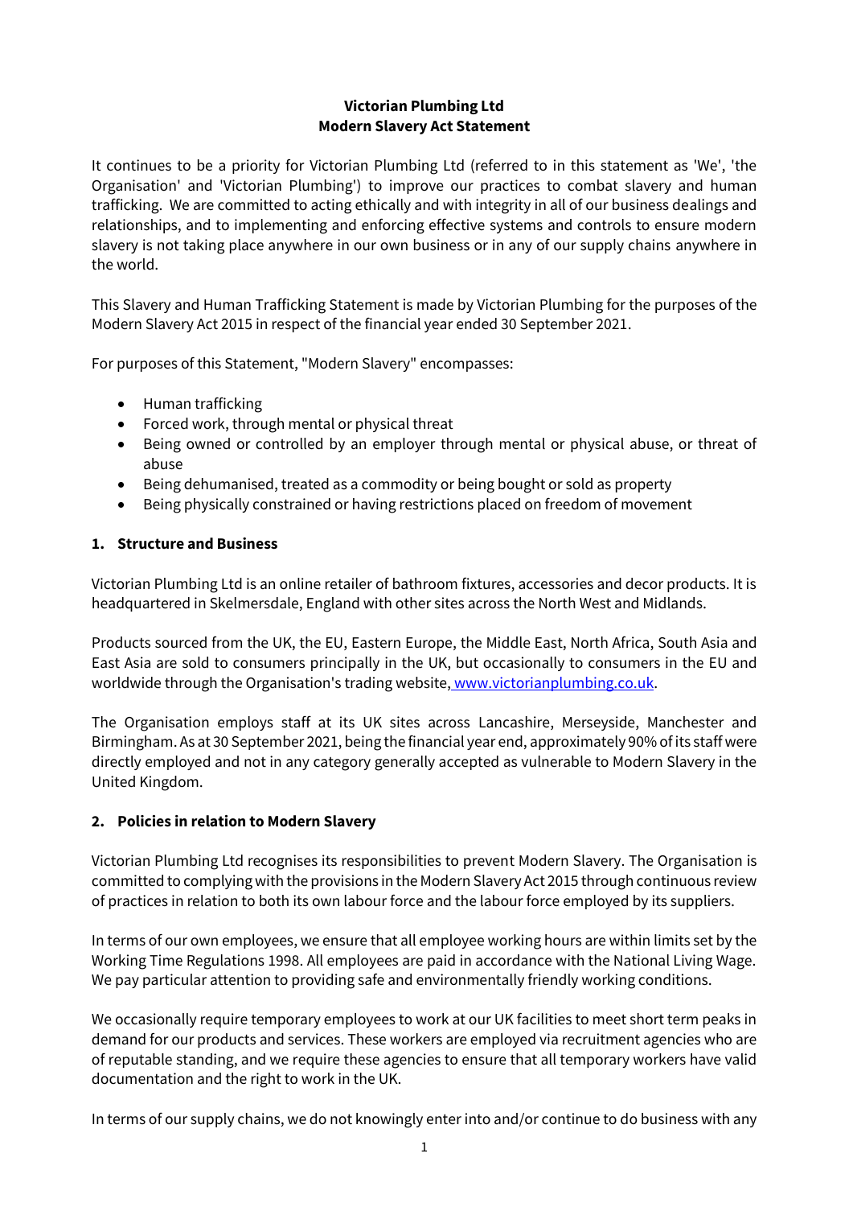# Victorian Plumbing Ltd
# Modern Slavery Act Statement

It continues to be a priority for Victorian Plumbing Ltd (referred to in this statement as 'We', 'the Organisation' and 'Victorian Plumbing') to improve our practices to combat slavery and human trafficking. We are committed to acting ethically and with integrity in all of our business dealings and relationships, and to implementing and enforcing effective systems and controls to ensure modern slavery is not taking place anywhere in our own business or in any of our supply chains anywhere in the world.

This Slavery and Human Trafficking Statement is made by Victorian Plumbing for the purposes of the Modern Slavery Act 2015 in respect of the financial year ended 30 September 2021.

For purposes of this Statement, "Modern Slavery" encompasses:

- Human trafficking
- Forced work, through mental or physical threat
- Being owned or controlled by an employer through mental or physical abuse, or threat of abuse
- Being dehumanised, treated as a commodity or being bought or sold as property
- Being physically constrained or having restrictions placed on freedom of movement

## 1. Structure and Business

Victorian Plumbing Ltd is an online retailer of bathroom fixtures, accessories and decor products. It is headquartered in Skelmersdale, England with other sites across the North West and Midlands.

Products sourced from the UK, the EU, Eastern Europe, the Middle East, North Africa, South Asia and East Asia are sold to consumers principally in the UK, but occasionally to consumers in the EU and worldwide through the Organisation's trading website, www.victorianplumbing.co.uk.

The Organisation employs staff at its UK sites across Lancashire, Merseyside, Manchester and Birmingham. As at 30 September 2021, being the financial year end, approximately 90% of its staff were directly employed and not in any category generally accepted as vulnerable to Modern Slavery in the United Kingdom.

## 2. Policies in relation to Modern Slavery

Victorian Plumbing Ltd recognises its responsibilities to prevent Modern Slavery. The Organisation is committed to complying with the provisions in the Modern Slavery Act 2015 through continuous review of practices in relation to both its own labour force and the labour force employed by its suppliers.

In terms of our own employees, we ensure that all employee working hours are within limits set by the Working Time Regulations 1998. All employees are paid in accordance with the National Living Wage. We pay particular attention to providing safe and environmentally friendly working conditions.

We occasionally require temporary employees to work at our UK facilities to meet short term peaks in demand for our products and services. These workers are employed via recruitment agencies who are of reputable standing, and we require these agencies to ensure that all temporary workers have valid documentation and the right to work in the UK.

In terms of our supply chains, we do not knowingly enter into and/or continue to do business with any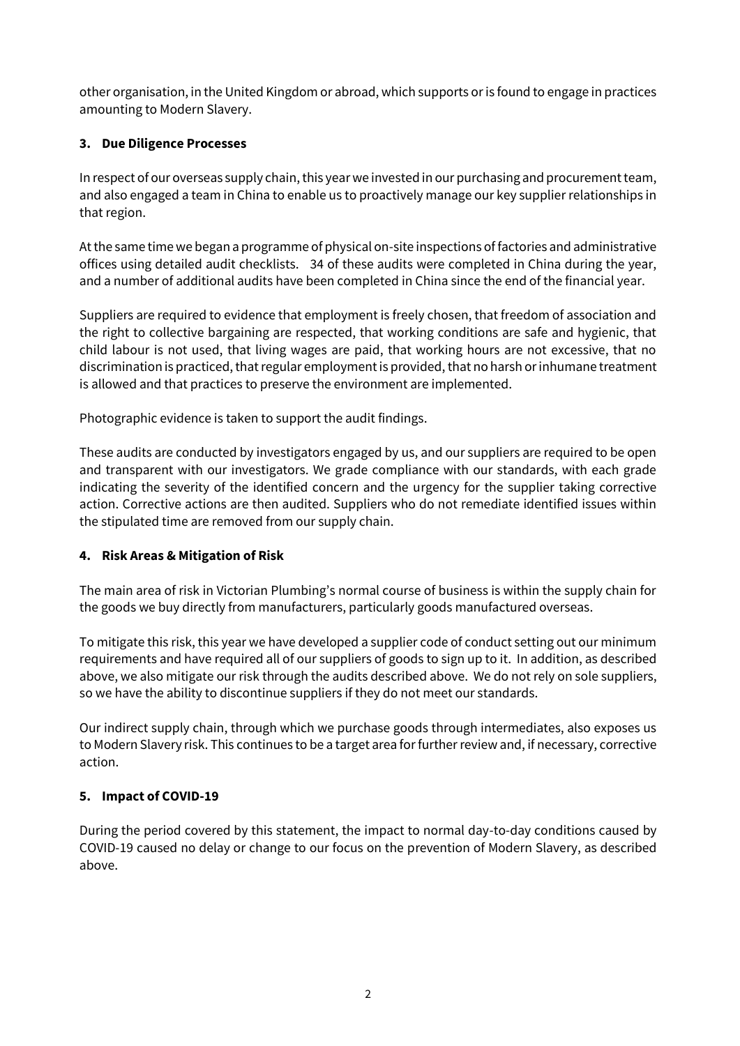other organisation, in the United Kingdom or abroad, which supports or is found to engage in practices amounting to Modern Slavery.

## 3. Due Diligence Processes

In respect of our overseas supply chain, this year we invested in our purchasing and procurement team, and also engaged a team in China to enable us to proactively manage our key supplier relationships in that region.

At the same time we began a programme of physical on-site inspections of factories and administrative offices using detailed audit checklists. 34 of these audits were completed in China during the year, and a number of additional audits have been completed in China since the end of the financial year.

Suppliers are required to evidence that employment is freely chosen, that freedom of association and the right to collective bargaining are respected, that working conditions are safe and hygienic, that child labour is not used, that living wages are paid, that working hours are not excessive, that no discrimination is practiced, that regular employment is provided, that no harsh or inhumane treatment is allowed and that practices to preserve the environment are implemented.

Photographic evidence is taken to support the audit findings.

These audits are conducted by investigators engaged by us, and our suppliers are required to be open and transparent with our investigators. We grade compliance with our standards, with each grade indicating the severity of the identified concern and the urgency for the supplier taking corrective action. Corrective actions are then audited. Suppliers who do not remediate identified issues within the stipulated time are removed from our supply chain.

## 4. Risk Areas & Mitigation of Risk

The main area of risk in Victorian Plumbing's normal course of business is within the supply chain for the goods we buy directly from manufacturers, particularly goods manufactured overseas.

To mitigate this risk, this year we have developed a supplier code of conduct setting out our minimum requirements and have required all of our suppliers of goods to sign up to it. In addition, as described above, we also mitigate our risk through the audits described above. We do not rely on sole suppliers, so we have the ability to discontinue suppliers if they do not meet our standards.

Our indirect supply chain, through which we purchase goods through intermediates, also exposes us to Modern Slavery risk. This continues to be a target area for further review and, if necessary, corrective action.

## 5. Impact of COVID-19

During the period covered by this statement, the impact to normal day-to-day conditions caused by COVID-19 caused no delay or change to our focus on the prevention of Modern Slavery, as described above.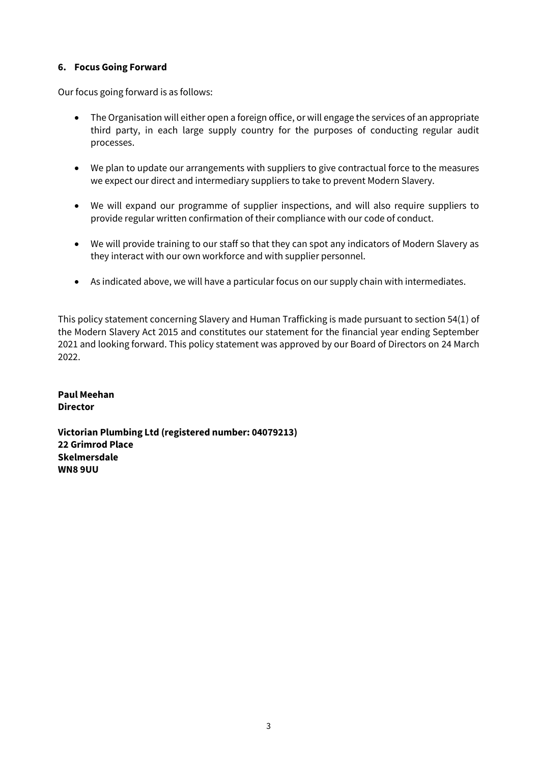### 6. Focus Going Forward

Our focus going forward is as follows:

- The Organisation will either open a foreign office, or will engage the services of an appropriate third party, in each large supply country for the purposes of conducting regular audit processes.
- We plan to update our arrangements with suppliers to give contractual force to the measures we expect our direct and intermediary suppliers to take to prevent Modern Slavery.
- We will expand our programme of supplier inspections, and will also require suppliers to provide regular written confirmation of their compliance with our code of conduct.
- We will provide training to our staff so that they can spot any indicators of Modern Slavery as they interact with our own workforce and with supplier personnel.
- As indicated above, we will have a particular focus on our supply chain with intermediates.

This policy statement concerning Slavery and Human Trafficking is made pursuant to section 54(1) of the Modern Slavery Act 2015 and constitutes our statement for the financial year ending September 2021 and looking forward. This policy statement was approved by our Board of Directors on 24 March 2022.

**Paul Meehan**
**Director**

**Victorian Plumbing Ltd (registered number: 04079213)**
**22 Grimrod Place**
**Skelmersdale**
**WN8 9UU**